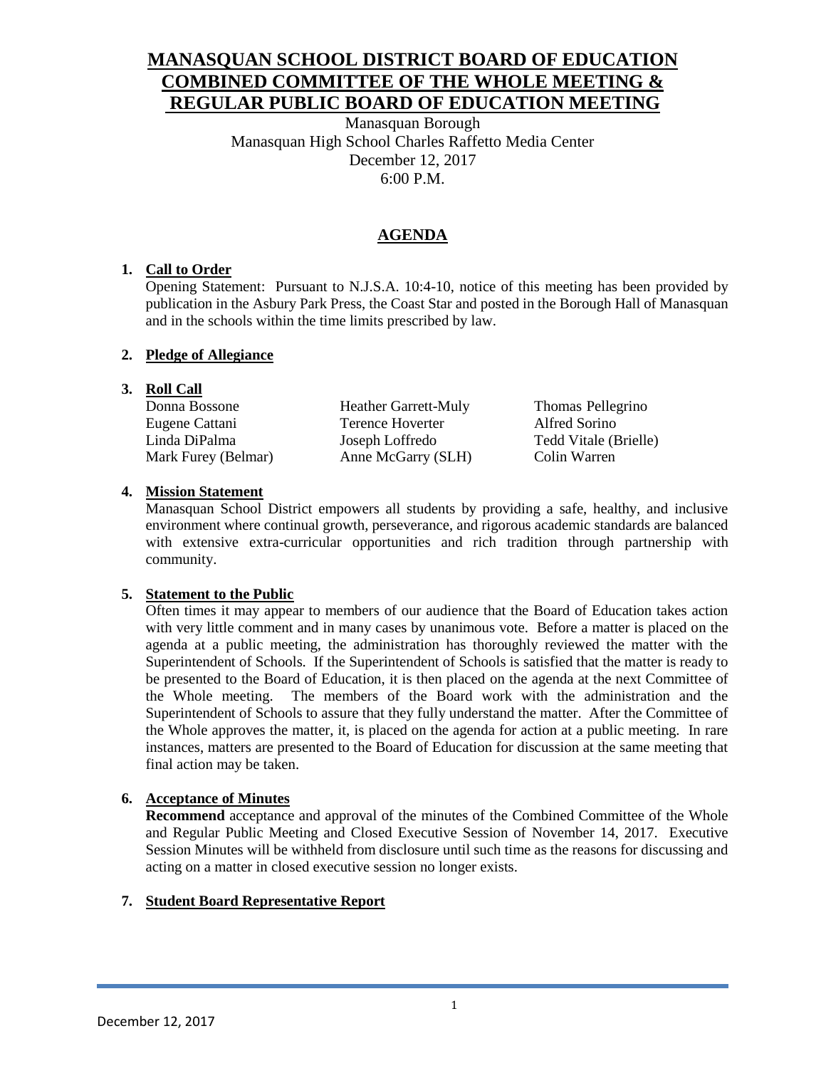# MANASQUAN SCHOOL DISTRICT BOARD OF EDUCATION COMBINED COMMITTEE OF THE WHOLE MEETING & REGULAR PUBLIC BOARD OF EDUCATION MEETING

Manasquan Borough
Manasquan High School Charles Raffetto Media Center
December 12, 2017
6:00 P.M.

## AGENDA

1. **Call to Order**

   Opening Statement: Pursuant to N.J.S.A. 10:4-10, notice of this meeting has been provided by publication in the Asbury Park Press, the Coast Star and posted in the Borough Hall of Manasquan and in the schools within the time limits prescribed by law.

2. **Pledge of Allegiance**

3. **Roll Call**

| | | |
|---|---|---|
| Donna Bossone | Heather Garrett-Muly | Thomas Pellegrino |
| Eugene Cattani | Terence Hoverter | Alfred Sorino |
| Linda DiPalma | Joseph Loffredo | Tedd Vitale (Brielle) |
| Mark Furey (Belmar) | Anne McGarry (SLH) | Colin Warren |

4. **Mission Statement**

   Manasquan School District empowers all students by providing a safe, healthy, and inclusive environment where continual growth, perseverance, and rigorous academic standards are balanced with extensive extra-curricular opportunities and rich tradition through partnership with community.

5. **Statement to the Public**

   Often times it may appear to members of our audience that the Board of Education takes action with very little comment and in many cases by unanimous vote. Before a matter is placed on the agenda at a public meeting, the administration has thoroughly reviewed the matter with the Superintendent of Schools. If the Superintendent of Schools is satisfied that the matter is ready to be presented to the Board of Education, it is then placed on the agenda at the next Committee of the Whole meeting. The members of the Board work with the administration and the Superintendent of Schools to assure that they fully understand the matter. After the Committee of the Whole approves the matter, it, is placed on the agenda for action at a public meeting. In rare instances, matters are presented to the Board of Education for discussion at the same meeting that final action may be taken.

6. **Acceptance of Minutes**

   **Recommend** acceptance and approval of the minutes of the Combined Committee of the Whole and Regular Public Meeting and Closed Executive Session of November 14, 2017. Executive Session Minutes will be withheld from disclosure until such time as the reasons for discussing and acting on a matter in closed executive session no longer exists.

7. **Student Board Representative Report**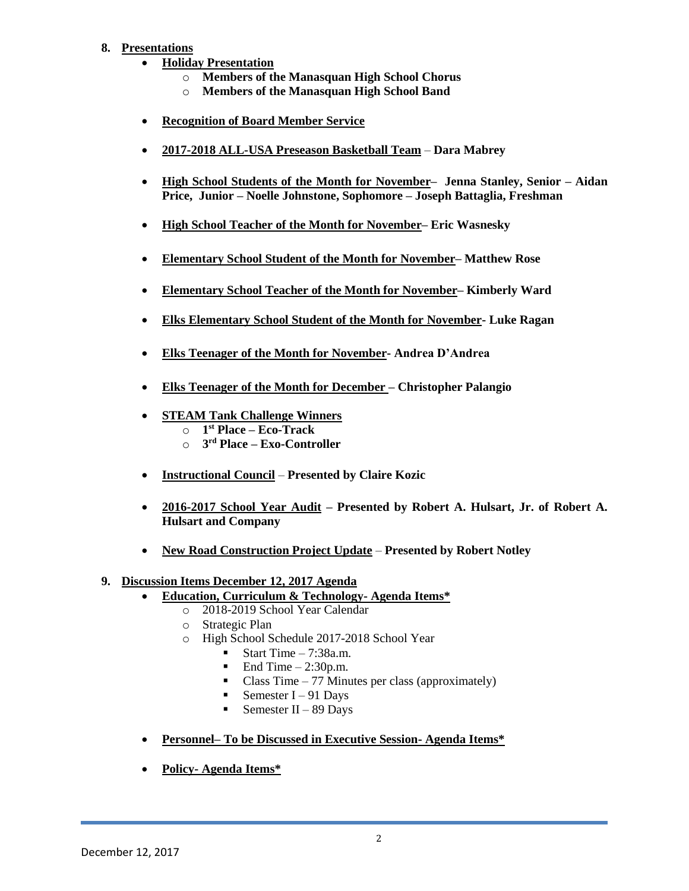8. **Presentations**
   - **Holiday Presentation**
     - **Members of the Manasquan High School Chorus**
     - **Members of the Manasquan High School Band**
   - **Recognition of Board Member Service**
   - **2017-2018 ALL-USA Preseason Basketball Team – Dara Mabrey**
   - **High School Students of the Month for November– Jenna Stanley, Senior – Aidan Price, Junior – Noelle Johnstone, Sophomore – Joseph Battaglia, Freshman**
   - **High School Teacher of the Month for November– Eric Wasnesky**
   - **Elementary School Student of the Month for November– Matthew Rose**
   - **Elementary School Teacher of the Month for November– Kimberly Ward**
   - **Elks Elementary School Student of the Month for November- Luke Ragan**
   - **Elks Teenager of the Month for November- Andrea D'Andrea**
   - **Elks Teenager of the Month for December – Christopher Palangio**
   - **STEAM Tank Challenge Winners**
     - **1st Place – Eco-Track**
     - **3rd Place – Exo-Controller**
   - **Instructional Council – Presented by Claire Kozic**
   - **2016-2017 School Year Audit – Presented by Robert A. Hulsart, Jr. of Robert A. Hulsart and Company**
   - **New Road Construction Project Update – Presented by Robert Notley**

9. **Discussion Items December 12, 2017 Agenda**
   - **Education, Curriculum & Technology- Agenda Items***
     - 2018-2019 School Year Calendar
     - Strategic Plan
     - High School Schedule 2017-2018 School Year
       - Start Time – 7:38a.m.
       - End Time – 2:30p.m.
       - Class Time – 77 Minutes per class (approximately)
       - Semester I – 91 Days
       - Semester II – 89 Days
   - **Personnel– To be Discussed in Executive Session- Agenda Items***
   - **Policy- Agenda Items***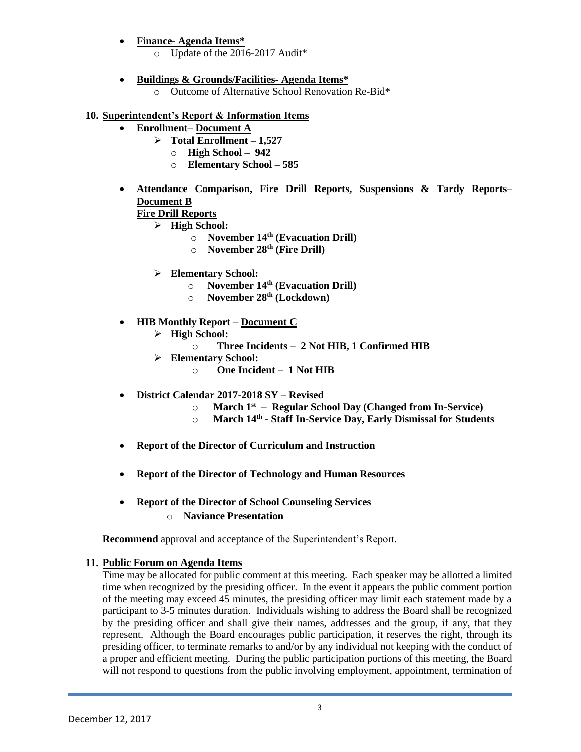- **Finance- Agenda Items***
  - Update of the 2016-2017 Audit*

- **Buildings & Grounds/Facilities- Agenda Items***
  - Outcome of Alternative School Renovation Re-Bid*

## 10. Superintendent's Report & Information Items

- **Enrollment– Document A**
  - **Total Enrollment – 1,527**
    - **High School – 942**
    - **Elementary School – 585**

- **Attendance Comparison, Fire Drill Reports, Suspensions & Tardy Reports– Document B**
  **Fire Drill Reports**
  - **High School:**
    - **November 14th (Evacuation Drill)**
    - **November 28th (Fire Drill)**
  - **Elementary School:**
    - **November 14th (Evacuation Drill)**
    - **November 28th (Lockdown)**

- **HIB Monthly Report – Document C**
  - **High School:**
    - **Three Incidents – 2 Not HIB, 1 Confirmed HIB**
  - **Elementary School:**
    - **One Incident – 1 Not HIB**

- **District Calendar 2017-2018 SY – Revised**
  - **March 1st – Regular School Day (Changed from In-Service)**
  - **March 14th - Staff In-Service Day, Early Dismissal for Students**

- **Report of the Director of Curriculum and Instruction**

- **Report of the Director of Technology and Human Resources**

- **Report of the Director of School Counseling Services**
  - **Naviance Presentation**

**Recommend** approval and acceptance of the Superintendent's Report.

## 11. Public Forum on Agenda Items

Time may be allocated for public comment at this meeting. Each speaker may be allotted a limited time when recognized by the presiding officer. In the event it appears the public comment portion of the meeting may exceed 45 minutes, the presiding officer may limit each statement made by a participant to 3-5 minutes duration. Individuals wishing to address the Board shall be recognized by the presiding officer and shall give their names, addresses and the group, if any, that they represent. Although the Board encourages public participation, it reserves the right, through its presiding officer, to terminate remarks to and/or by any individual not keeping with the conduct of a proper and efficient meeting. During the public participation portions of this meeting, the Board will not respond to questions from the public involving employment, appointment, termination of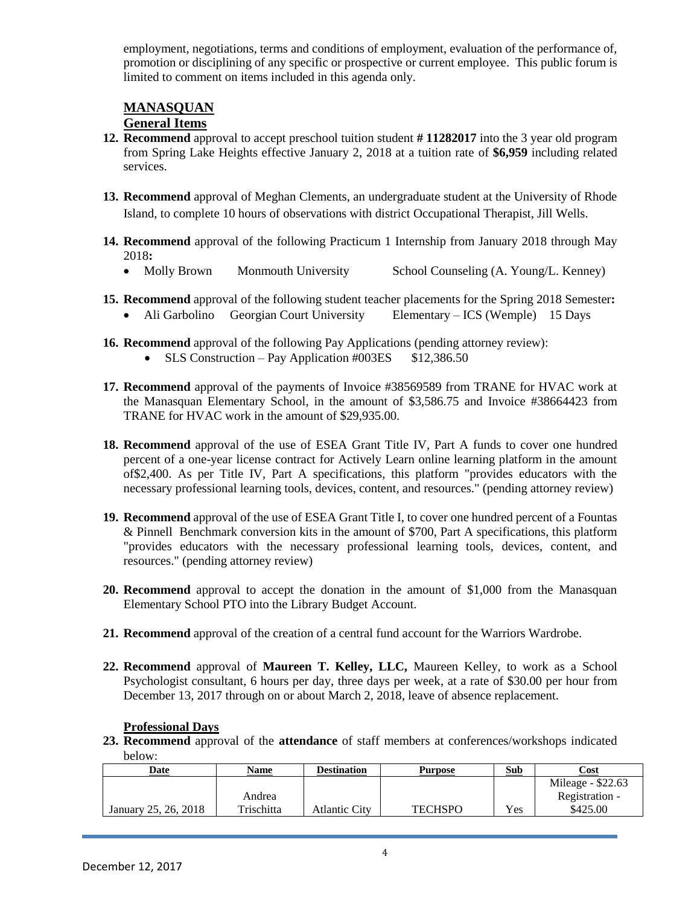employment, negotiations, terms and conditions of employment, evaluation of the performance of, promotion or disciplining of any specific or prospective or current employee. This public forum is limited to comment on items included in this agenda only.

## MANASQUAN

### General Items

12. **Recommend** approval to accept preschool tuition student **# 11282017** into the 3 year old program from Spring Lake Heights effective January 2, 2018 at a tuition rate of **$6,959** including related services.

13. **Recommend** approval of Meghan Clements, an undergraduate student at the University of Rhode Island, to complete 10 hours of observations with district Occupational Therapist, Jill Wells.

14. **Recommend** approval of the following Practicum 1 Internship from January 2018 through May 2018**:**
    - Molly Brown     Monmouth University     School Counseling (A. Young/L. Kenney)

15. **Recommend** approval of the following student teacher placements for the Spring 2018 Semester**:**
    - Ali Garbolino     Georgian Court University     Elementary – ICS (Wemple)     15 Days

16. **Recommend** approval of the following Pay Applications (pending attorney review):
    - SLS Construction – Pay Application #003ES     $12,386.50

17. **Recommend** approval of the payments of Invoice #38569589 from TRANE for HVAC work at the Manasquan Elementary School, in the amount of $3,586.75 and Invoice #38664423 from TRANE for HVAC work in the amount of $29,935.00.

18. **Recommend** approval of the use of ESEA Grant Title IV, Part A funds to cover one hundred percent of a one-year license contract for Actively Learn online learning platform in the amount of$2,400. As per Title IV, Part A specifications, this platform "provides educators with the necessary professional learning tools, devices, content, and resources." (pending attorney review)

19. **Recommend** approval of the use of ESEA Grant Title I, to cover one hundred percent of a Fountas & Pinnell Benchmark conversion kits in the amount of $700, Part A specifications, this platform "provides educators with the necessary professional learning tools, devices, content, and resources." (pending attorney review)

20. **Recommend** approval to accept the donation in the amount of $1,000 from the Manasquan Elementary School PTO into the Library Budget Account.

21. **Recommend** approval of the creation of a central fund account for the Warriors Wardrobe.

22. **Recommend** approval of **Maureen T. Kelley, LLC,** Maureen Kelley, to work as a School Psychologist consultant, 6 hours per day, three days per week, at a rate of $30.00 per hour from December 13, 2017 through on or about March 2, 2018, leave of absence replacement.

### Professional Days

23. **Recommend** approval of the **attendance** of staff members at conferences/workshops indicated below:

| Date | Name | Destination | Purpose | Sub | Cost |
|---|---|---|---|---|---|
| January 25, 26, 2018 | Andrea Trischitta | Atlantic City | TECHSPO | Yes | Mileage - $22.63 Registration - $425.00 |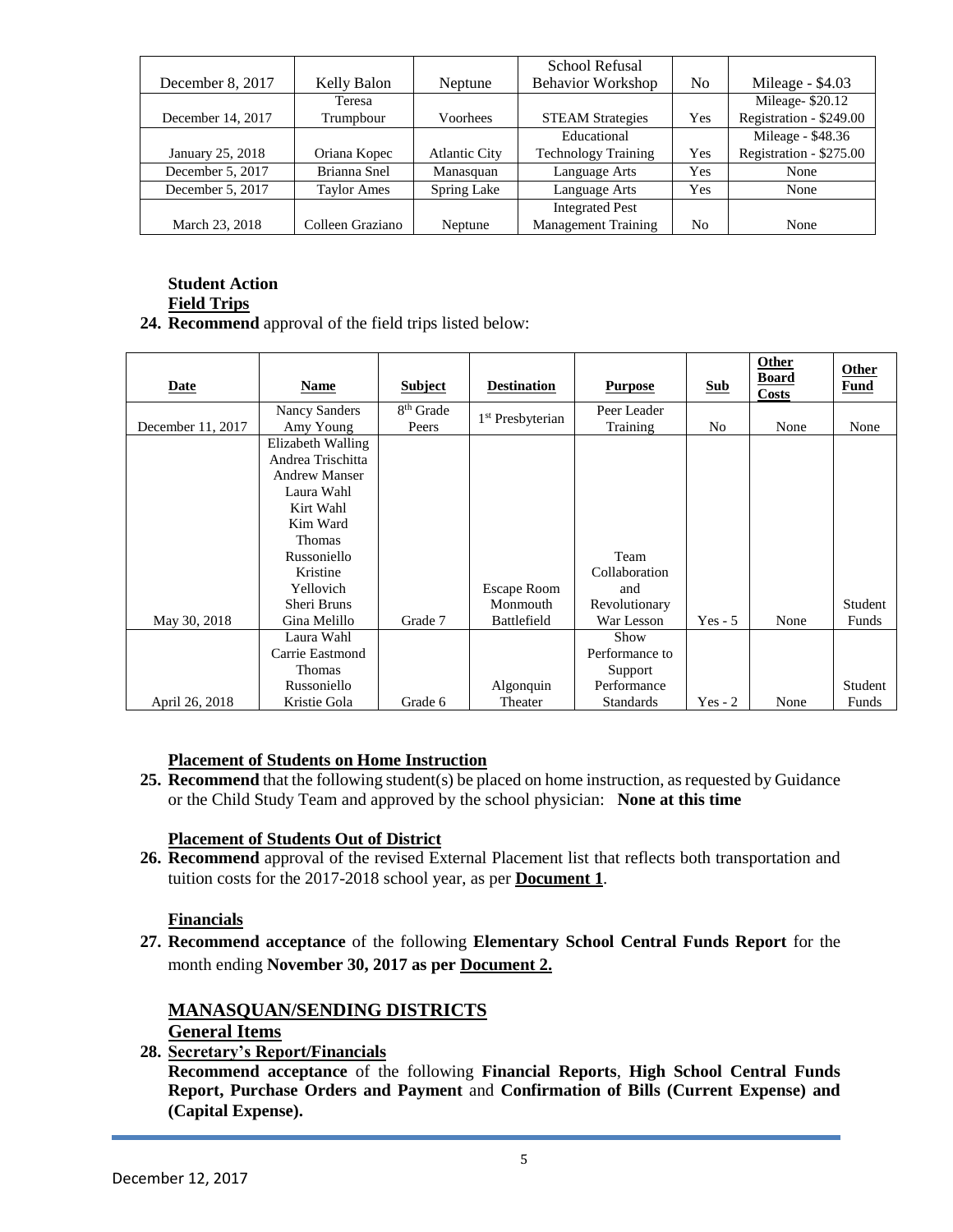| | | | | | |
|---|---|---|---|---|---|
| December 8, 2017 | Kelly Balon | Neptune | School Refusal Behavior Workshop | No | Mileage - $4.03 |
| December 14, 2017 | Teresa Trumpbour | Voorhees | STEAM Strategies | Yes | Mileage- $20.12 Registration - $249.00 |
| January 25, 2018 | Oriana Kopec | Atlantic City | Educational Technology Training | Yes | Mileage - $48.36 Registration - $275.00 |
| December 5, 2017 | Brianna Snel | Manasquan | Language Arts | Yes | None |
| December 5, 2017 | Taylor Ames | Spring Lake | Language Arts | Yes | None |
| March 23, 2018 | Colleen Graziano | Neptune | Integrated Pest Management Training | No | None |

**Student Action**

**Field Trips**

**24. Recommend** approval of the field trips listed below:

| Date | Name | Subject | Destination | Purpose | Sub | Other Board Costs | Other Fund |
|---|---|---|---|---|---|---|---|
| December 11, 2017 | Nancy Sanders Amy Young | 8th Grade Peers | 1st Presbyterian | Peer Leader Training | No | None | None |
| May 30, 2018 | Elizabeth Walling Andrea Trischitta Andrew Manser Laura Wahl Kirt Wahl Kim Ward Thomas Russoniello Kristine Yellovich Sheri Bruns Gina Melillo | Grade 7 | Escape Room Monmouth Battlefield | Team Collaboration and Revolutionary War Lesson | Yes - 5 | None | Student Funds |
| April 26, 2018 | Laura Wahl Carrie Eastmond Thomas Russoniello Kristie Gola | Grade 6 | Algonquin Theater | Show Performance to Support Performance Standards | Yes - 2 | None | Student Funds |

**Placement of Students on Home Instruction**

**25. Recommend** that the following student(s) be placed on home instruction, as requested by Guidance or the Child Study Team and approved by the school physician: **None at this time**

**Placement of Students Out of District**

**26. Recommend** approval of the revised External Placement list that reflects both transportation and tuition costs for the 2017-2018 school year, as per **Document 1**.

**Financials**

**27. Recommend acceptance** of the following **Elementary School Central Funds Report** for the month ending **November 30, 2017 as per Document 2.**

## MANASQUAN/SENDING DISTRICTS

**General Items**

**28. Secretary's Report/Financials**

**Recommend acceptance** of the following **Financial Reports**, **High School Central Funds Report, Purchase Orders and Payment** and **Confirmation of Bills (Current Expense) and (Capital Expense).**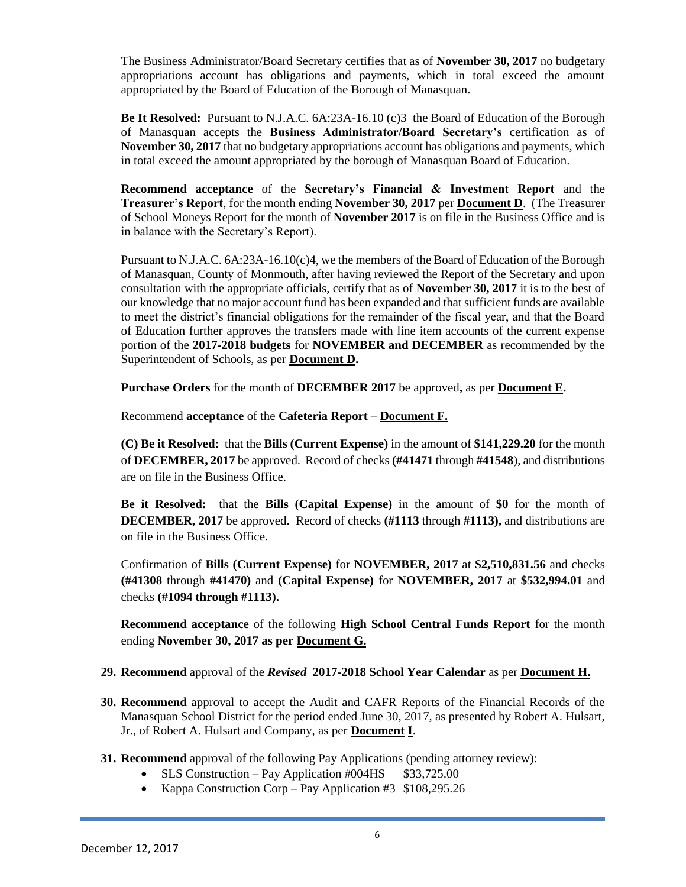The Business Administrator/Board Secretary certifies that as of **November 30, 2017** no budgetary appropriations account has obligations and payments, which in total exceed the amount appropriated by the Board of Education of the Borough of Manasquan.

**Be It Resolved:** Pursuant to N.J.A.C. 6A:23A-16.10 (c)3 the Board of Education of the Borough of Manasquan accepts the **Business Administrator/Board Secretary's** certification as of **November 30, 2017** that no budgetary appropriations account has obligations and payments, which in total exceed the amount appropriated by the borough of Manasquan Board of Education.

**Recommend acceptance** of the **Secretary's Financial & Investment Report** and the **Treasurer's Report**, for the month ending **November 30, 2017** per **Document D**. (The Treasurer of School Moneys Report for the month of **November 2017** is on file in the Business Office and is in balance with the Secretary's Report).

Pursuant to N.J.A.C. 6A:23A-16.10(c)4, we the members of the Board of Education of the Borough of Manasquan, County of Monmouth, after having reviewed the Report of the Secretary and upon consultation with the appropriate officials, certify that as of **November 30, 2017** it is to the best of our knowledge that no major account fund has been expanded and that sufficient funds are available to meet the district's financial obligations for the remainder of the fiscal year, and that the Board of Education further approves the transfers made with line item accounts of the current expense portion of the **2017-2018 budgets** for **NOVEMBER and DECEMBER** as recommended by the Superintendent of Schools, as per **Document D.**

**Purchase Orders** for the month of **DECEMBER 2017** be approved**,** as per **Document E.**

Recommend **acceptance** of the **Cafeteria Report** – **Document F.**

**(C) Be it Resolved:** that the **Bills (Current Expense)** in the amount of **$141,229.20** for the month of **DECEMBER, 2017** be approved. Record of checks **(#41471** through **#41548**), and distributions are on file in the Business Office.

**Be it Resolved:** that the **Bills (Capital Expense)** in the amount of **$0** for the month of **DECEMBER, 2017** be approved. Record of checks **(#1113** through **#1113),** and distributions are on file in the Business Office.

Confirmation of **Bills (Current Expense)** for **NOVEMBER, 2017** at **$2,510,831.56** and checks **(#41308** through **#41470)** and **(Capital Expense)** for **NOVEMBER, 2017** at **$532,994.01** and checks **(#1094 through #1113).**

**Recommend acceptance** of the following **High School Central Funds Report** for the month ending **November 30, 2017 as per Document G.**

29. **Recommend** approval of the ***Revised*** **2017-2018 School Year Calendar** as per **Document H.**

30. **Recommend** approval to accept the Audit and CAFR Reports of the Financial Records of the Manasquan School District for the period ended June 30, 2017, as presented by Robert A. Hulsart, Jr., of Robert A. Hulsart and Company, as per **Document I**.

31. **Recommend** approval of the following Pay Applications (pending attorney review):
    - SLS Construction – Pay Application #004HS $33,725.00
    - Kappa Construction Corp – Pay Application #3 $108,295.26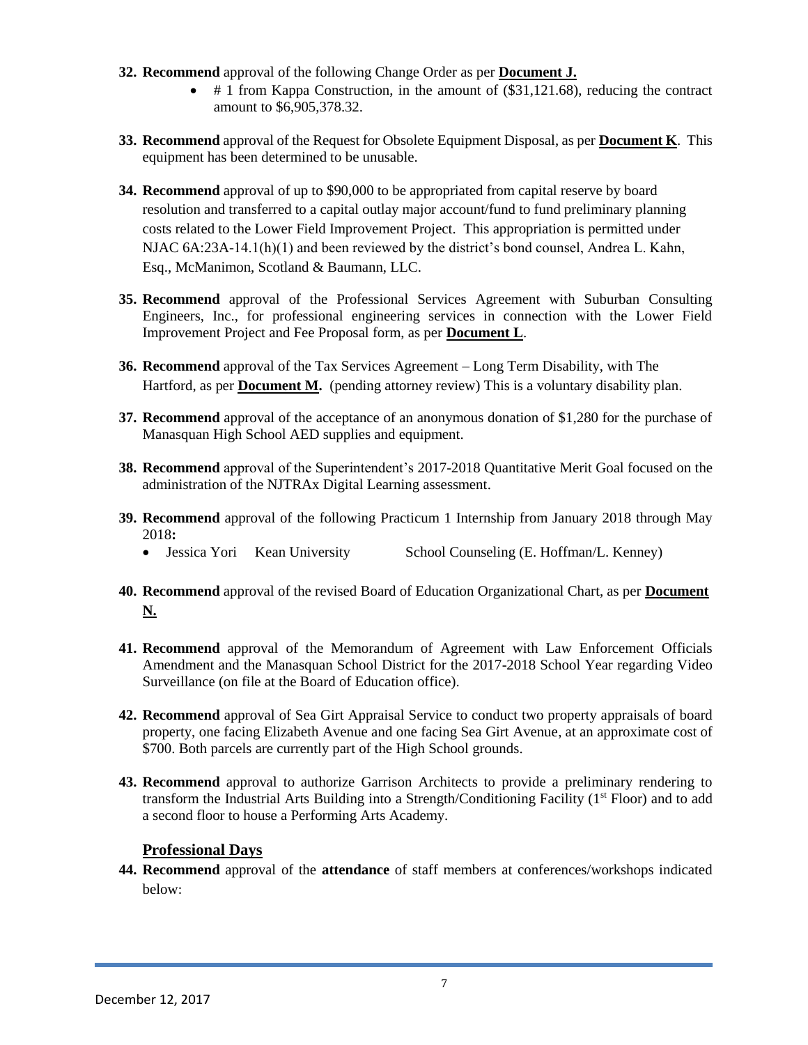**32. Recommend** approval of the following Change Order as per **Document J.**

- # 1 from Kappa Construction, in the amount of ($31,121.68), reducing the contract amount to $6,905,378.32.

**33. Recommend** approval of the Request for Obsolete Equipment Disposal, as per **Document K**. This equipment has been determined to be unusable.

**34. Recommend** approval of up to $90,000 to be appropriated from capital reserve by board resolution and transferred to a capital outlay major account/fund to fund preliminary planning costs related to the Lower Field Improvement Project. This appropriation is permitted under NJAC 6A:23A-14.1(h)(1) and been reviewed by the district's bond counsel, Andrea L. Kahn, Esq., McManimon, Scotland & Baumann, LLC.

**35. Recommend** approval of the Professional Services Agreement with Suburban Consulting Engineers, Inc., for professional engineering services in connection with the Lower Field Improvement Project and Fee Proposal form, as per **Document L**.

**36. Recommend** approval of the Tax Services Agreement – Long Term Disability, with The Hartford, as per **Document M.** (pending attorney review) This is a voluntary disability plan.

**37. Recommend** approval of the acceptance of an anonymous donation of $1,280 for the purchase of Manasquan High School AED supplies and equipment.

**38. Recommend** approval of the Superintendent's 2017-2018 Quantitative Merit Goal focused on the administration of the NJTRAx Digital Learning assessment.

**39. Recommend** approval of the following Practicum 1 Internship from January 2018 through May 2018**:**

- Jessica Yori Kean University School Counseling (E. Hoffman/L. Kenney)

**40. Recommend** approval of the revised Board of Education Organizational Chart, as per **Document N.**

**41. Recommend** approval of the Memorandum of Agreement with Law Enforcement Officials Amendment and the Manasquan School District for the 2017-2018 School Year regarding Video Surveillance (on file at the Board of Education office).

**42. Recommend** approval of Sea Girt Appraisal Service to conduct two property appraisals of board property, one facing Elizabeth Avenue and one facing Sea Girt Avenue, at an approximate cost of $700. Both parcels are currently part of the High School grounds.

**43. Recommend** approval to authorize Garrison Architects to provide a preliminary rendering to transform the Industrial Arts Building into a Strength/Conditioning Facility (1st Floor) and to add a second floor to house a Performing Arts Academy.

## Professional Days

**44. Recommend** approval of the **attendance** of staff members at conferences/workshops indicated below: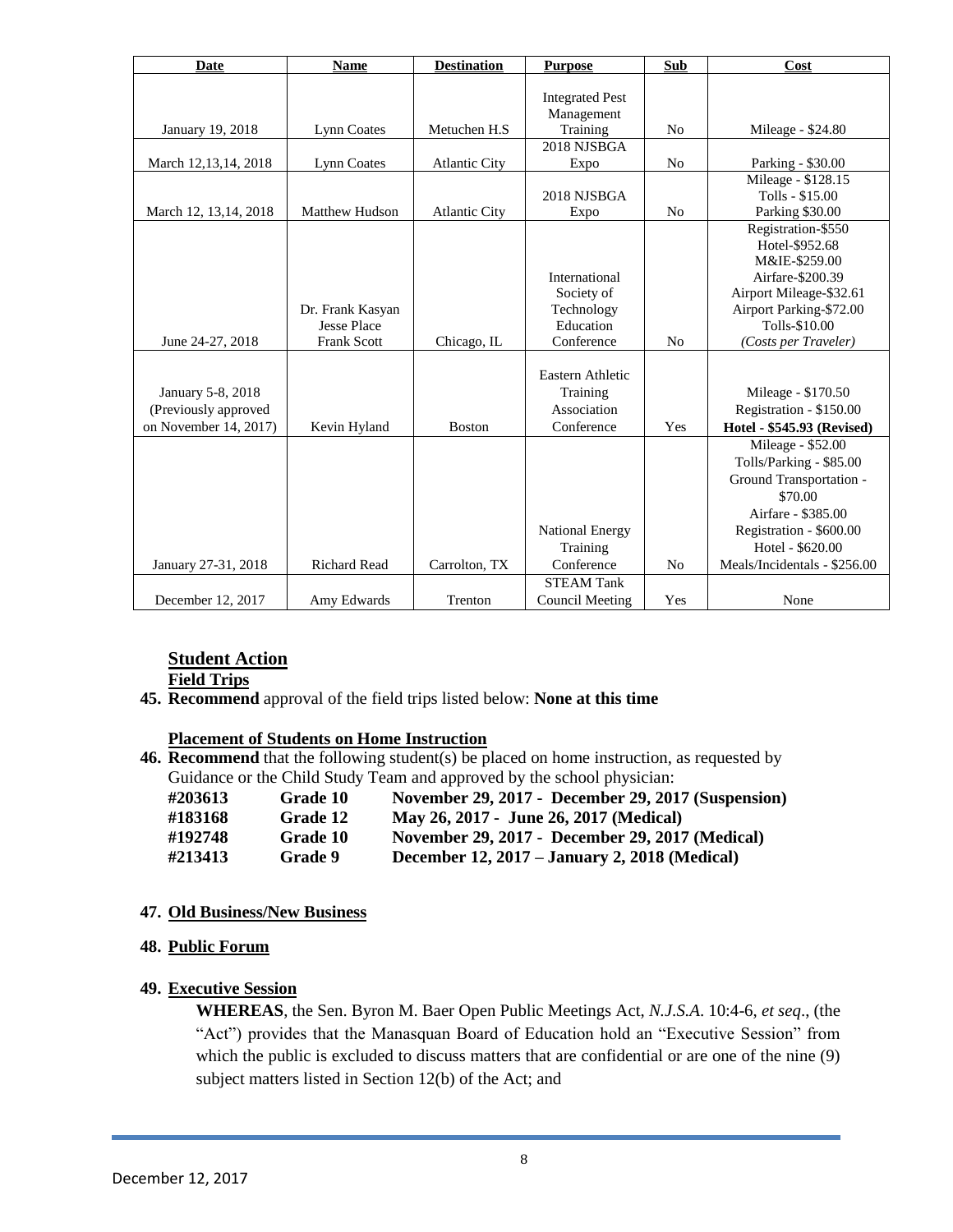| Date | Name | Destination | Purpose | Sub | Cost |
|---|---|---|---|---|---|
| January 19, 2018 | Lynn Coates | Metuchen H.S | Integrated Pest Management Training | No | Mileage - $24.80 |
| March 12,13,14, 2018 | Lynn Coates | Atlantic City | 2018 NJSBGA Expo | No | Parking - $30.00 |
| March 12, 13,14, 2018 | Matthew Hudson | Atlantic City | 2018 NJSBGA Expo | No | Mileage - $128.15<br>Tolls - $15.00<br>Parking $30.00 |
| June 24-27, 2018 | Dr. Frank Kasyan<br>Jesse Place<br>Frank Scott | Chicago, IL | International Society of Technology Education Conference | No | Registration-$550<br>Hotel-$952.68<br>M&IE-$259.00<br>Airfare-$200.39<br>Airport Mileage-$32.61<br>Airport Parking-$72.00<br>Tolls-$10.00<br>*(Costs per Traveler)* |
| January 5-8, 2018<br>(Previously approved on November 14, 2017) | Kevin Hyland | Boston | Eastern Athletic Training Association Conference | Yes | Mileage - $170.50<br>Registration - $150.00<br>**Hotel - $545.93 (Revised)** |
| January 27-31, 2018 | Richard Read | Carrolton, TX | National Energy Training Conference | No | Mileage - $52.00<br>Tolls/Parking - $85.00<br>Ground Transportation - $70.00<br>Airfare - $385.00<br>Registration - $600.00<br>Hotel - $620.00<br>Meals/Incidentals - $256.00 |
| December 12, 2017 | Amy Edwards | Trenton | STEAM Tank Council Meeting | Yes | None |

## Student Action

**Field Trips**

**45. Recommend** approval of the field trips listed below: **None at this time**

**Placement of Students on Home Instruction**

**46. Recommend** that the following student(s) be placed on home instruction, as requested by Guidance or the Child Study Team and approved by the school physician:

| | | |
|---|---|---|
| **#203613** | **Grade 10** | **November 29, 2017 - December 29, 2017 (Suspension)** |
| **#183168** | **Grade 12** | **May 26, 2017 - June 26, 2017 (Medical)** |
| **#192748** | **Grade 10** | **November 29, 2017 - December 29, 2017 (Medical)** |
| **#213413** | **Grade 9** | **December 12, 2017 – January 2, 2018 (Medical)** |

**47. Old Business/New Business**

**48. Public Forum**

**49. Executive Session**

**WHEREAS**, the Sen. Byron M. Baer Open Public Meetings Act, *N.J.S.A.* 10:4-6, *et seq*., (the "Act") provides that the Manasquan Board of Education hold an "Executive Session" from which the public is excluded to discuss matters that are confidential or are one of the nine (9) subject matters listed in Section 12(b) of the Act; and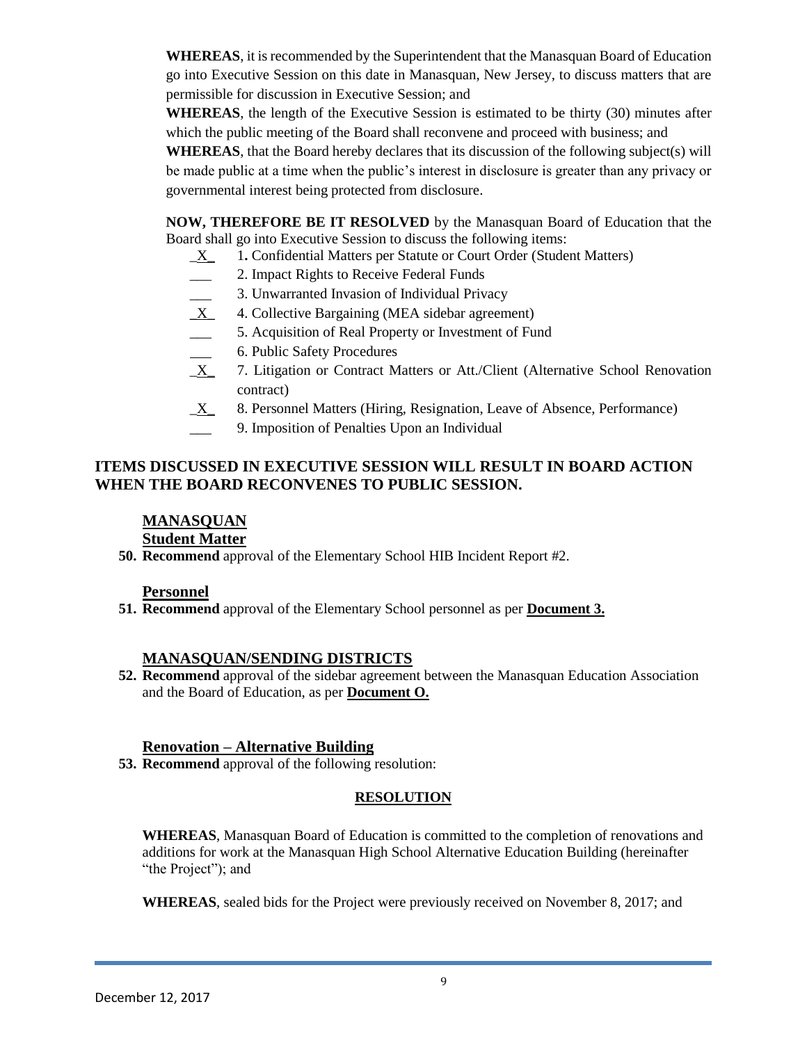**WHEREAS**, it is recommended by the Superintendent that the Manasquan Board of Education go into Executive Session on this date in Manasquan, New Jersey, to discuss matters that are permissible for discussion in Executive Session; and

**WHEREAS**, the length of the Executive Session is estimated to be thirty (30) minutes after which the public meeting of the Board shall reconvene and proceed with business; and

**WHEREAS**, that the Board hereby declares that its discussion of the following subject(s) will be made public at a time when the public's interest in disclosure is greater than any privacy or governmental interest being protected from disclosure.

**NOW, THEREFORE BE IT RESOLVED** by the Manasquan Board of Education that the Board shall go into Executive Session to discuss the following items:

- _X_ 1**.** Confidential Matters per Statute or Court Order (Student Matters)
- ___ 2. Impact Rights to Receive Federal Funds
- ___ 3. Unwarranted Invasion of Individual Privacy
- _X_ 4. Collective Bargaining (MEA sidebar agreement)
- ___ 5. Acquisition of Real Property or Investment of Fund
- ___ 6. Public Safety Procedures
- _X_ 7. Litigation or Contract Matters or Att./Client (Alternative School Renovation contract)
- _X_ 8. Personnel Matters (Hiring, Resignation, Leave of Absence, Performance)
- ___ 9. Imposition of Penalties Upon an Individual

## ITEMS DISCUSSED IN EXECUTIVE SESSION WILL RESULT IN BOARD ACTION WHEN THE BOARD RECONVENES TO PUBLIC SESSION.

### MANASQUAN

**Student Matter**

**50. Recommend** approval of the Elementary School HIB Incident Report #2.

**Personnel**

**51. Recommend** approval of the Elementary School personnel as per **Document 3.**

### MANASQUAN/SENDING DISTRICTS

**52. Recommend** approval of the sidebar agreement between the Manasquan Education Association and the Board of Education, as per **Document O.**

**Renovation – Alternative Building**

**53. Recommend** approval of the following resolution:

**RESOLUTION**

**WHEREAS**, Manasquan Board of Education is committed to the completion of renovations and additions for work at the Manasquan High School Alternative Education Building (hereinafter "the Project"); and

**WHEREAS**, sealed bids for the Project were previously received on November 8, 2017; and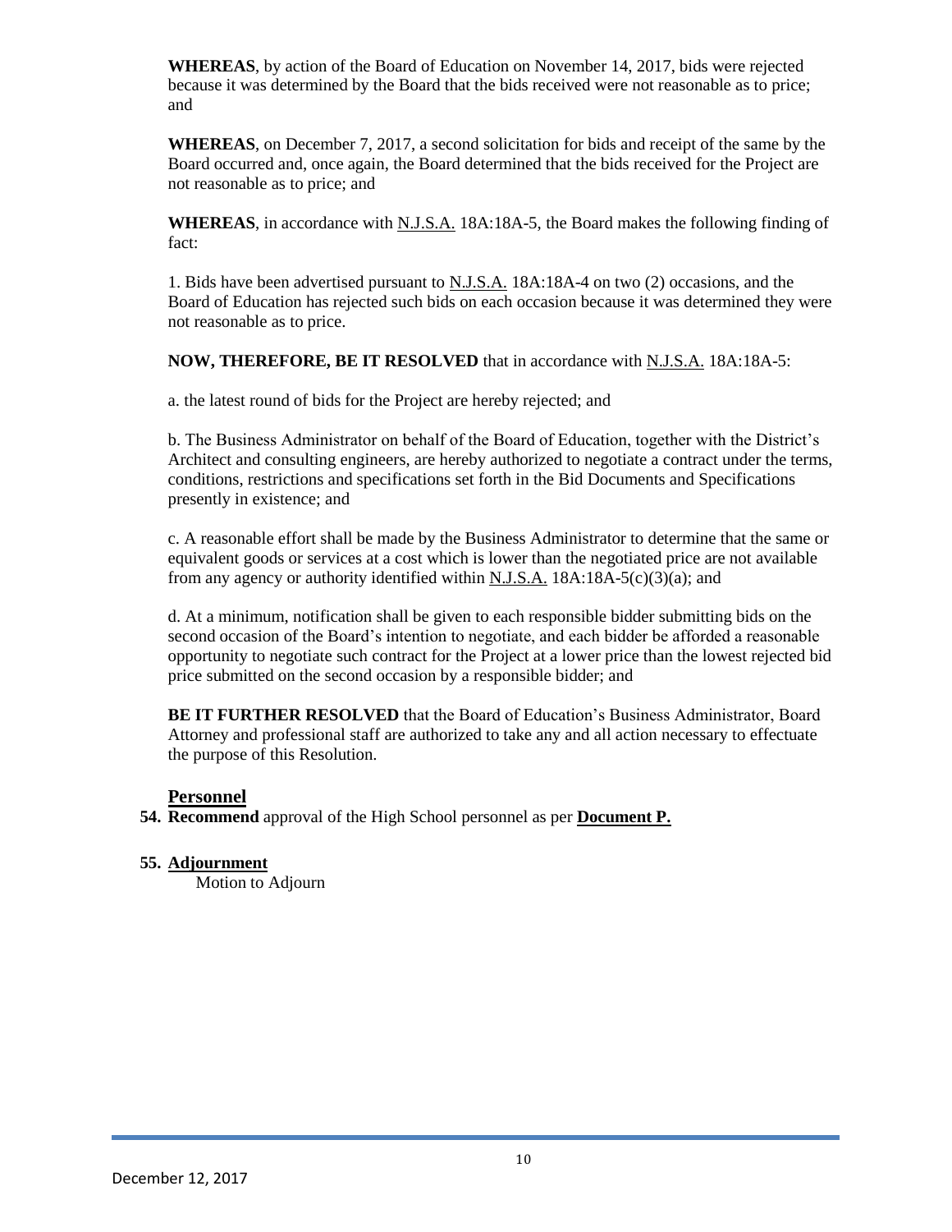**WHEREAS**, by action of the Board of Education on November 14, 2017, bids were rejected because it was determined by the Board that the bids received were not reasonable as to price; and

**WHEREAS**, on December 7, 2017, a second solicitation for bids and receipt of the same by the Board occurred and, once again, the Board determined that the bids received for the Project are not reasonable as to price; and

**WHEREAS**, in accordance with N.J.S.A. 18A:18A-5, the Board makes the following finding of fact:

1. Bids have been advertised pursuant to N.J.S.A. 18A:18A-4 on two (2) occasions, and the Board of Education has rejected such bids on each occasion because it was determined they were not reasonable as to price.

**NOW, THEREFORE, BE IT RESOLVED** that in accordance with N.J.S.A. 18A:18A-5:

a. the latest round of bids for the Project are hereby rejected; and

b. The Business Administrator on behalf of the Board of Education, together with the District's Architect and consulting engineers, are hereby authorized to negotiate a contract under the terms, conditions, restrictions and specifications set forth in the Bid Documents and Specifications presently in existence; and

c. A reasonable effort shall be made by the Business Administrator to determine that the same or equivalent goods or services at a cost which is lower than the negotiated price are not available from any agency or authority identified within N.J.S.A. 18A:18A-5(c)(3)(a); and

d. At a minimum, notification shall be given to each responsible bidder submitting bids on the second occasion of the Board's intention to negotiate, and each bidder be afforded a reasonable opportunity to negotiate such contract for the Project at a lower price than the lowest rejected bid price submitted on the second occasion by a responsible bidder; and

**BE IT FURTHER RESOLVED** that the Board of Education's Business Administrator, Board Attorney and professional staff are authorized to take any and all action necessary to effectuate the purpose of this Resolution.

## Personnel

**54. Recommend** approval of the High School personnel as per **Document P.**

**55. Adjournment**

Motion to Adjourn